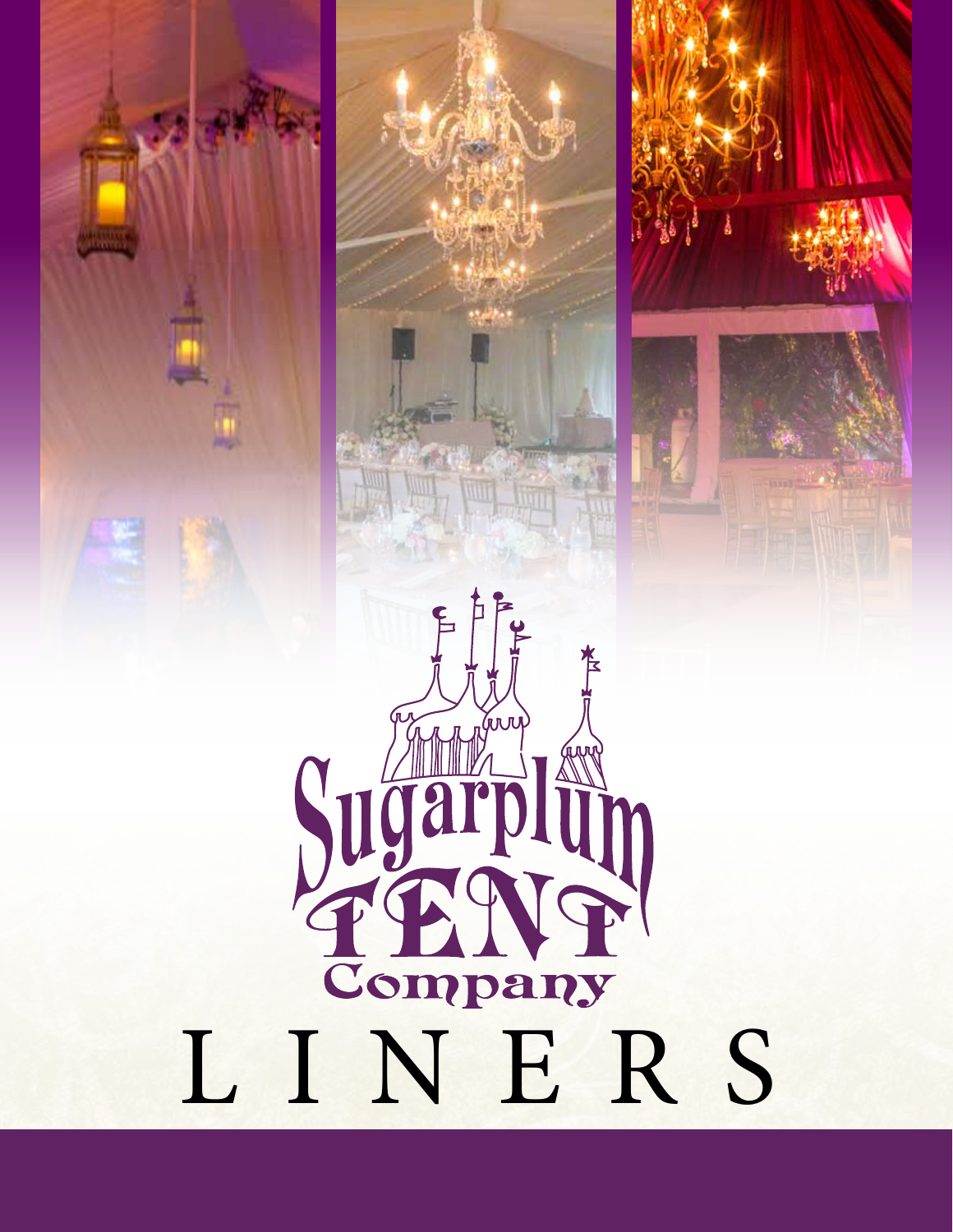# Sugarplum TENT Company

# LINERS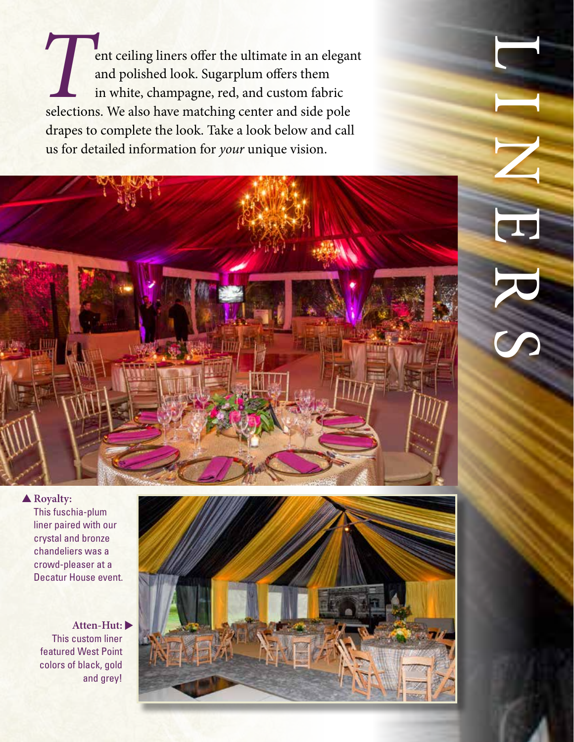# LINERS

Tent ceiling liners offer the ultimate in an elegant and polished look. Sugarplum offers them in white, champagne, red, and custom fabric selections. We also have matching center and side pole drapes to complete the look. Take a look below and call us for detailed information for *your* unique vision.

▲ **Royalty:** This fuschia-plum liner paired with our crystal and bronze chandeliers was a crowd-pleaser at a Decatur House event.

**Atten-Hut:** ▶ This custom liner featured West Point colors of black, gold and grey!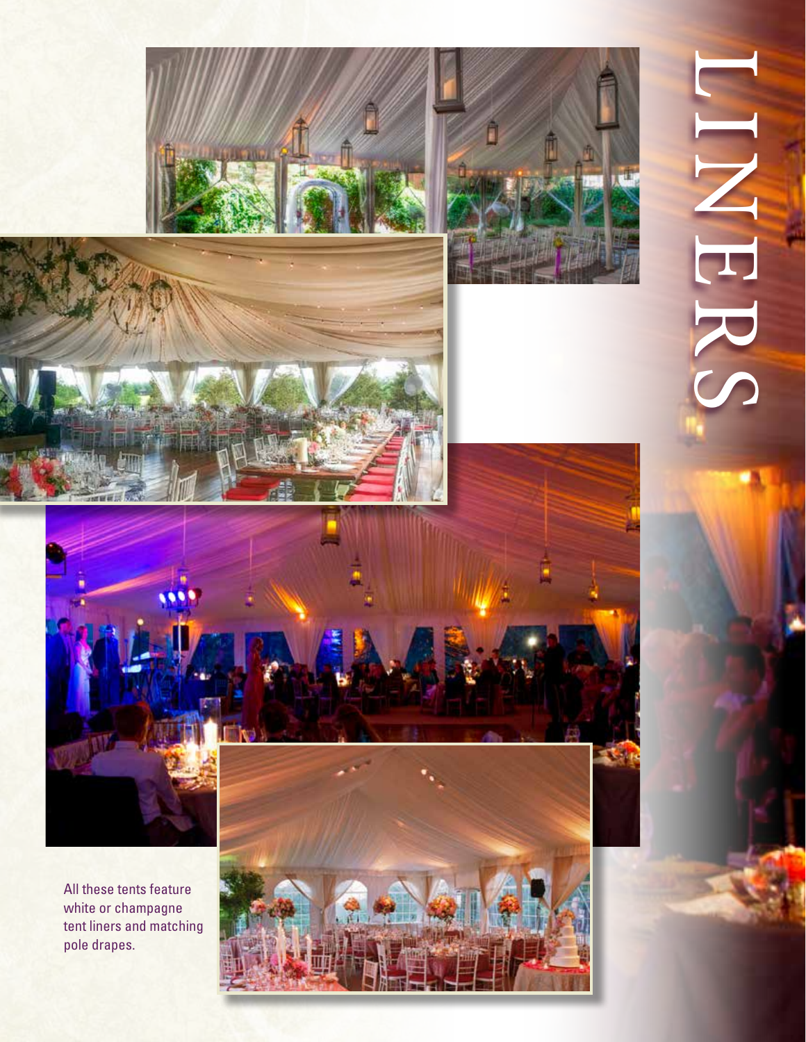# LINERS

All these tents feature white or champagne tent liners and matching pole drapes.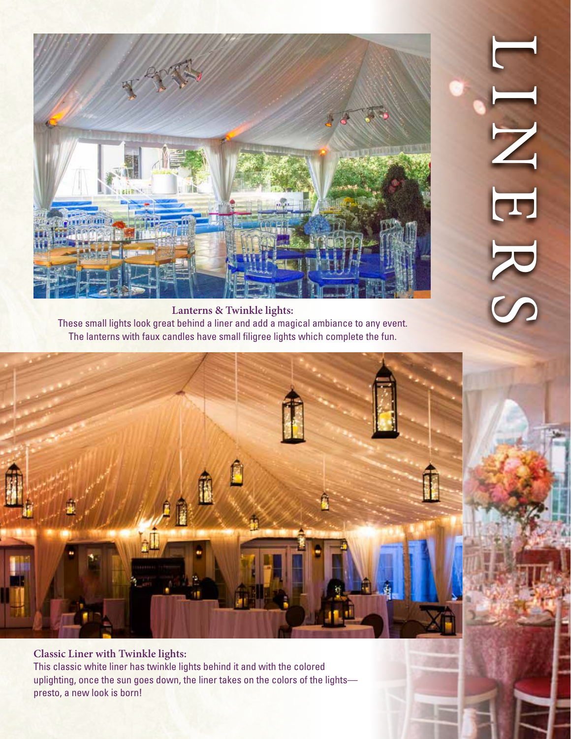# LINERS

**Lanterns & Twinkle lights:**

These small lights look great behind a liner and add a magical ambiance to any event. The lanterns with faux candles have small filigree lights which complete the fun.

**Classic Liner with Twinkle lights:**

This classic white liner has twinkle lights behind it and with the colored uplighting, once the sun goes down, the liner takes on the colors of the lights—presto, a new look is born!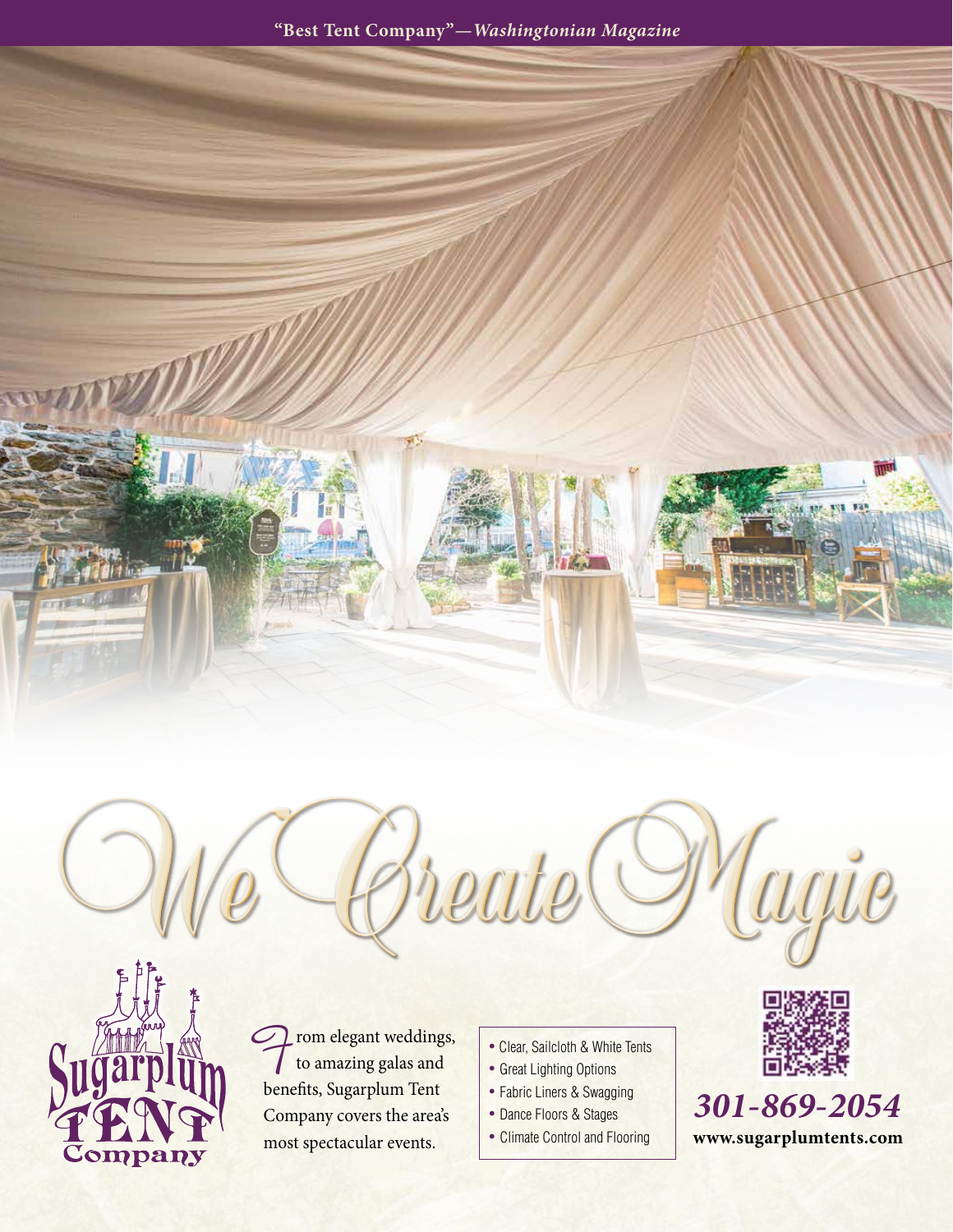**"Best Tent Company"—*Washingtonian Magazine***

# We Create Magic

Sugarplum TENT Company

From elegant weddings, to amazing galas and benefits, Sugarplum Tent Company covers the area's most spectacular events.

- Clear, Sailcloth & White Tents
- Great Lighting Options
- Fabric Liners & Swagging
- Dance Floors & Stages
- Climate Control and Flooring

***301-869-2054***

**www.sugarplumtents.com**